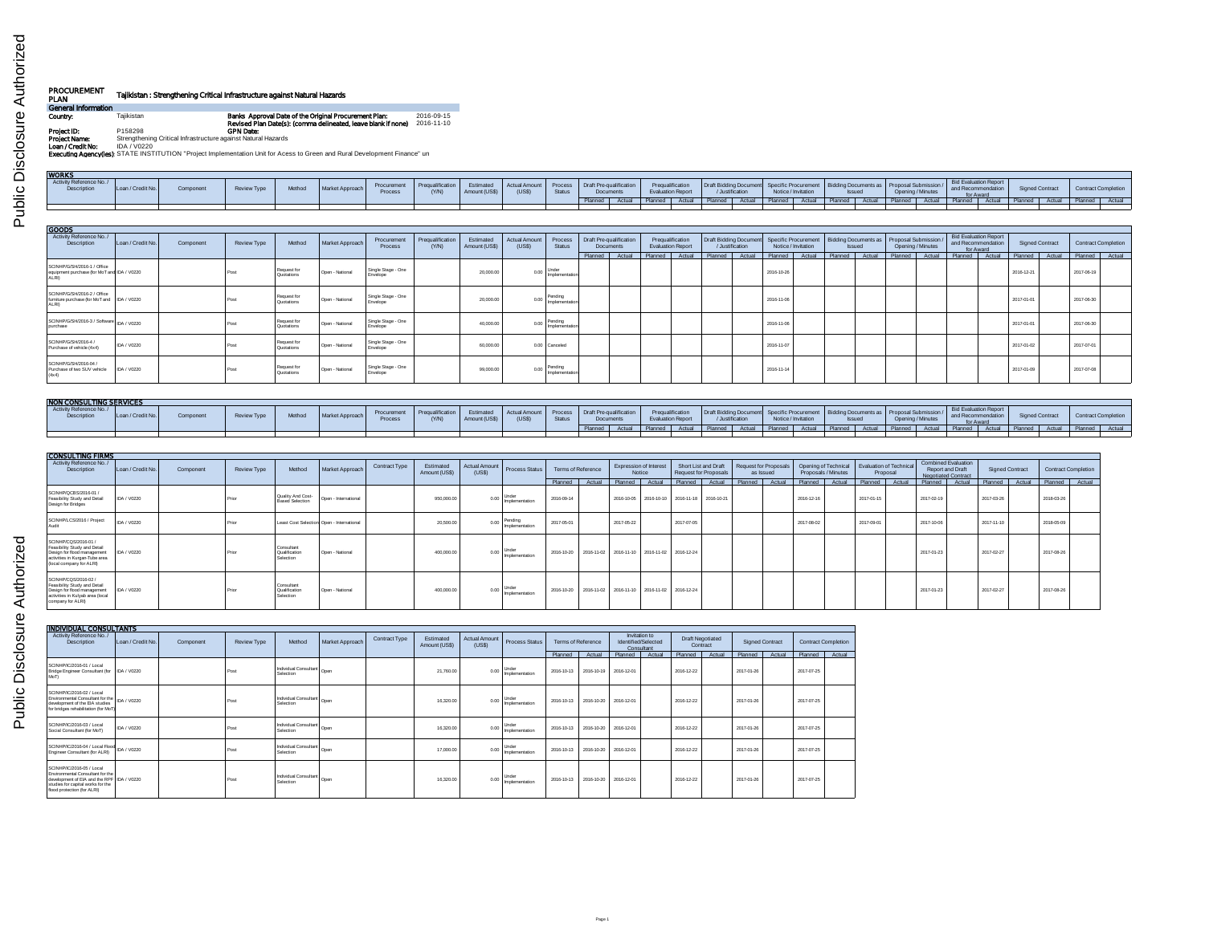Public Disclosure Authorized

# PROCUREMENT PLAN

**Tajikistan : Strengthening Critical Infrastructure against Natural Hazards**

## General Information

**Country:** Tajikistan

**Banks Approval Date of the Original Procurement Plan:** 2016-09-15

**Revised Plan Date(s): (comma delineated, leave blank if none)** 2016-11-10

**Project ID:** P158298

**GPN Date:**

**Project Name:** Strengthening Critical Infrastructure against Natural Hazards

**Loan / Credit No:** IDA / V0220

**Executing Agency(ies):** STATE INSTITUTION "Project Implementation Unit for Acess to Green and Rural Development Finance" un

## WORKS

| Activity Reference No. / Description | Loan / Credit No. | Component | Review Type | Method | Market Approach | Procurement Process | Prequalification (Y/N) | Estimated Amount (US$) | Actual Amount (US$) | Process Status | Draft Pre-qualification Documents | | Prequalification Evaluation Report | | Draft Bidding Document / Justification | | Specific Procurement Notice / Invitation | | Bidding Documents as Issued | | Proposal Submission / Opening / Minutes | | Bid Evaluation Report and Recommendation for Award | | Signed Contract | | Contract Completion | |
|---|---|---|---|---|---|---|---|---|---|---|---|---|---|---|---|---|---|---|---|---|---|---|---|---|---|---|---|---|
| | | | | | | | | | | | Planned | Actual | Planned | Actual | Planned | Actual | Planned | Actual | Planned | Actual | Planned | Actual | Planned | Actual | Planned | Actual | Planned | Actual |

## GOODS

| Activity Reference No. / Description | Loan / Credit No. | Component | Review Type | Method | Market Approach | Procurement Process | Prequalification (Y/N) | Estimated Amount (US$) | Actual Amount (US$) | Process Status | Draft Pre-qualification Documents | | Prequalification Evaluation Report | | Draft Bidding Document / Justification | | Specific Procurement Notice / Invitation | | Bidding Documents as Issued | | Proposal Submission / Opening / Minutes | | Bid Evaluation Report and Recommendation for Award | | Signed Contract | | Contract Completion | |
|---|---|---|---|---|---|---|---|---|---|---|---|---|---|---|---|---|---|---|---|---|---|---|---|---|---|---|---|---|
| | | | | | | | | | | | Planned | Actual | Planned | Actual | Planned | Actual | Planned | Actual | Planned | Actual | Planned | Actual | Planned | Actual | Planned | Actual | Planned | Actual |
| SCINHP/G/SH/2016-1 / Office equipment purchase (for MoT and ALRI) | IDA / V0220 | | Post | Request for Quotations | Open - National | Single Stage - One Envelope | | 20,000.00 | 0.00 | Under Implementation | | | | | | | 2016-10-26 | | | | | | | | 2016-12-21 | | 2017-06-19 | |
| SCINHP/G/SH/2016-2 / Office furniture purchase (for MoT and ALRI) | IDA / V0220 | | Post | Request for Quotations | Open - National | Single Stage - One Envelope | | 20,000.00 | 0.00 | Pending Implementation | | | | | | | 2016-11-06 | | | | | | | | 2017-01-01 | | 2017-06-30 | |
| SCINHP/G/SH/2016-3 / Software purchase | IDA / V0220 | | Post | Request for Quotations | Open - National | Single Stage - One Envelope | | 40,000.00 | 0.00 | Pending Implementation | | | | | | | 2016-11-06 | | | | | | | | 2017-01-01 | | 2017-06-30 | |
| SCINHP/G/SH/2016-4 / Purchase of vehicle (4x4) | IDA / V0220 | | Post | Request for Quotations | Open - National | Single Stage - One Envelope | | 60,000.00 | 0.00 | Canceled | | | | | | | 2016-11-07 | | | | | | | | 2017-01-02 | | 2017-07-01 | |
| SCINHP/G/SH/2016-04 / Purchase of two SUV vehicle (4x4) | IDA / V0220 | | Post | Request for Quotations | Open - National | Single Stage - One Envelope | | 99,000.00 | 0.00 | Pending Implementation | | | | | | | 2016-11-14 | | | | | | | | 2017-01-09 | | 2017-07-08 | |

## NON CONSULTING SERVICES

| Activity Reference No. / Description | Loan / Credit No. | Component | Review Type | Method | Market Approach | Procurement Process | Prequalification (Y/N) | Estimated Amount (US$) | Actual Amount (US$) | Process Status | Draft Pre-qualification Documents | | Prequalification Evaluation Report | | Draft Bidding Document / Justification | | Specific Procurement Notice / Invitation | | Bidding Documents as Issued | | Proposal Submission / Opening / Minutes | | Bid Evaluation Report and Recommendation for Award | | Signed Contract | | Contract Completion | |
|---|---|---|---|---|---|---|---|---|---|---|---|---|---|---|---|---|---|---|---|---|---|---|---|---|---|---|---|---|
| | | | | | | | | | | | Planned | Actual | Planned | Actual | Planned | Actual | Planned | Actual | Planned | Actual | Planned | Actual | Planned | Actual | Planned | Actual | Planned | Actual |

## CONSULTING FIRMS

| Activity Reference No. / Description | Loan / Credit No. | Component | Review Type | Method | Market Approach | Contract Type | Estimated Amount (US$) | Actual Amount (US$) | Process Status | Terms of Reference | | Expression of Interest Notice | | Short List and Draft Request for Proposals | | Request for Proposals as Issued | | Opening of Technical Proposals / Minutes | | Evaluation of Technical Proposal | | Combined Evaluation Report and Draft Negotiated Contract | | Signed Contract | | Contract Completion | |
|---|---|---|---|---|---|---|---|---|---|---|---|---|---|---|---|---|---|---|---|---|---|---|---|---|---|---|---|
| | | | | | | | | | | Planned | Actual | Planned | Actual | Planned | Actual | Planned | Actual | Planned | Actual | Planned | Actual | Planned | Actual | Planned | Actual | Planned | Actual |
| SCINHP/QCBS/2016-01 / Feasibility Study and Detail Design for Bridges | IDA / V0220 | | Prior | Quality And Cost-Based Selection | Open - International | | 950,000.00 | 0.00 | Under Implementation | 2016-09-14 | | 2016-10-05 | 2016-10-10 | 2016-11-18 | 2016-10-21 | | | 2016-12-16 | | 2017-01-15 | | 2017-02-19 | | 2017-03-26 | | 2018-03-26 | |
| SCINHP/LCS/2016 / Project Audit | IDA / V0220 | | Prior | Least Cost Selection | Open - International | | 20,500.00 | 0.00 | Pending Implementation | 2017-05-01 | | 2017-05-22 | | 2017-07-05 | | | | 2017-08-02 | | 2017-09-01 | | 2017-10-06 | | 2017-11-10 | | 2018-05-09 | |
| SCINHP/CQS/2016-01 / Feasibility Study and Detail Design for flood management activities in Kurgan-Tube area (local company for ALRI) | IDA / V0220 | | Prior | Consultant Qualification Selection | Open - National | | 400,000.00 | 0.00 | Under Implementation | 2016-10-20 | 2016-11-02 | 2016-11-10 | 2016-11-02 | 2016-12-24 | | | | | | | | 2017-01-23 | | 2017-02-27 | | 2017-08-26 | |
| SCINHP/CQS/2016-02 / Feasibility Study and Detail Design for flood management activities in Kulyab area (local company for ALRI) | IDA / V0220 | | Prior | Consultant Qualification Selection | Open - National | | 400,000.00 | 0.00 | Under Implementation | 2016-10-20 | 2016-11-02 | 2016-11-10 | 2016-11-02 | 2016-12-24 | | | | | | | | 2017-01-23 | | 2017-02-27 | | 2017-08-26 | |

## INDIVIDUAL CONSULTANTS

| Activity Reference No. / Description | Loan / Credit No. | Component | Review Type | Method | Market Approach | Contract Type | Estimated Amount (US$) | Actual Amount (US$) | Process Status | Terms of Reference | | Invitation to Identified/Selected Consultant | | Draft Negotiated Contract | | Signed Contract | | Contract Completion | |
|---|---|---|---|---|---|---|---|---|---|---|---|---|---|---|---|---|---|---|---|
| | | | | | | | | | | Planned | Actual | Planned | Actual | Planned | Actual | Planned | Actual | Planned | Actual |
| SCINHP/IC/2016-01 / Local Bridge Engineer Consultant (for MoT) | IDA / V0220 | | Post | Individual Consultant Selection | Open | | 21,760.00 | 0.00 | Under Implementation | 2016-10-13 | 2016-10-19 | 2016-12-01 | | 2016-12-22 | | 2017-01-26 | | 2017-07-25 | |
| SCINHP/IC/2016-02 / Local Environmental Consultant for the development of the EA studies for bridges rehabilitation (for MoT) | IDA / V0220 | | Post | Individual Consultant Selection | Open | | 16,320.00 | 0.00 | Under Implementation | 2016-10-13 | 2016-10-20 | 2016-12-01 | | 2016-12-22 | | 2017-01-26 | | 2017-07-25 | |
| SCINHP/IC/2016-03 / Local Social Consultant (for MoT) | IDA / V0220 | | Post | Individual Consultant Selection | Open | | 16,320.00 | 0.00 | Under Implementation | 2016-10-13 | 2016-10-20 | 2016-12-01 | | 2016-12-22 | | 2017-01-26 | | 2017-07-25 | |
| SCINHP/IC/2016-04 / Local Flood Engineer Consultant (for ALRI) | IDA / V0220 | | Post | Individual Consultant Selection | Open | | 17,000.00 | 0.00 | Under Implementation | 2016-10-13 | 2016-10-20 | 2016-12-01 | | 2016-12-22 | | 2017-01-26 | | 2017-07-25 | |
| SCINHP/IC/2016-05 / Local Environmental Consultant for the development of EIA and the RPF studies for capital works for the flood protection (for ALRI) | IDA / V0220 | | Post | Individual Consultant Selection | Open | | 16,320.00 | 0.00 | Under Implementation | 2016-10-13 | 2016-10-20 | 2016-12-01 | | 2016-12-22 | | 2017-01-26 | | 2017-07-25 | |

Public Disclosure Authorized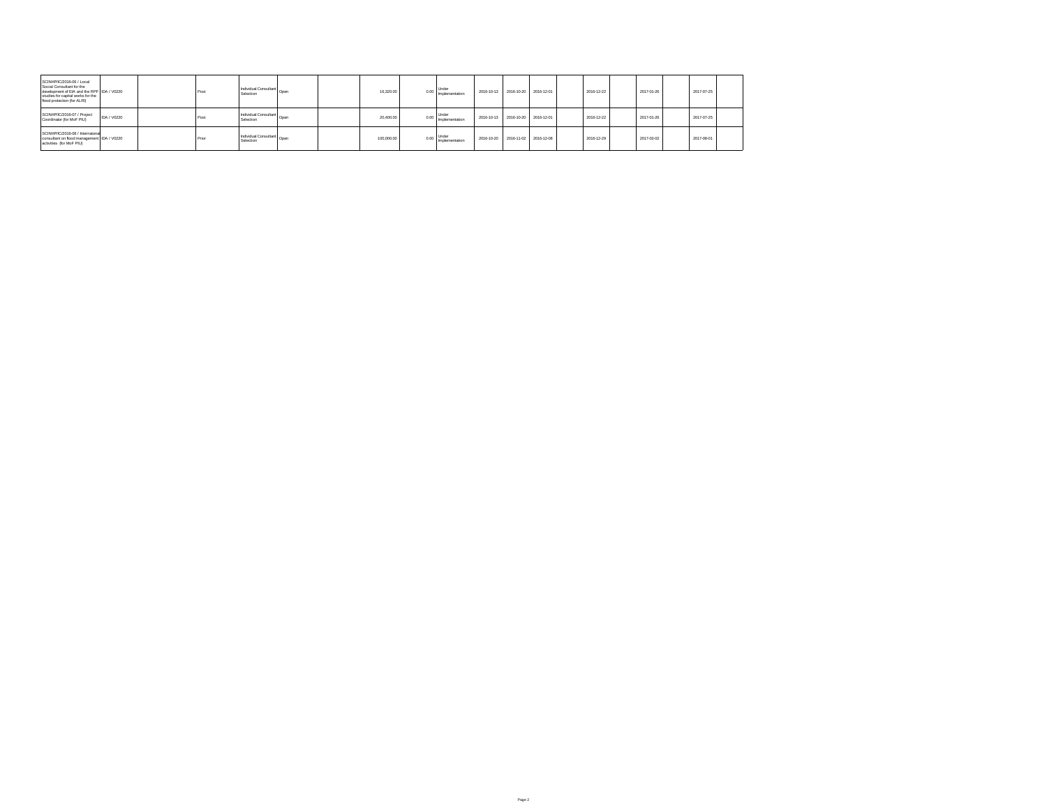| | | | | | | | | | | | | | | | | | | | | |
|---|---|---|---|---|---|---|---|---|---|---|---|---|---|---|---|---|---|---|---|---|
| SC3NHP/IC/2016-06 / Local Social Consultant for the development of EIA and the RPF studies for capital works for the flood protection (for ALRI) | IDA / V0220 | | Post | Individual Consultant Selection | Open | | 16,320.00 | 0.00 | Under Implementation | 2016-10-13 | 2016-10-20 | 2016-12-01 | | 2016-12-22 | | 2017-01-26 | | 2017-07-25 | |
| SC3NHP/IC/2016-07 / Project Coordinator (for MoF PIU) | IDA / V0220 | | Post | Individual Consultant Selection | Open | | 20,400.00 | 0.00 | Under Implementation | 2016-10-13 | 2016-10-20 | 2016-12-01 | | 2016-12-22 | | 2017-01-26 | | 2017-07-25 | |
| SC3NHP/IC/2016-08 / International consultant on flood management activities (for MoF PIU) | IDA / V0220 | | Prior | Individual Consultant Selection | Open | | 100,000.00 | 0.00 | Under Implementation | 2016-10-20 | 2016-11-02 | 2016-12-08 | | 2016-12-29 | | 2017-02-02 | | 2017-08-01 | |